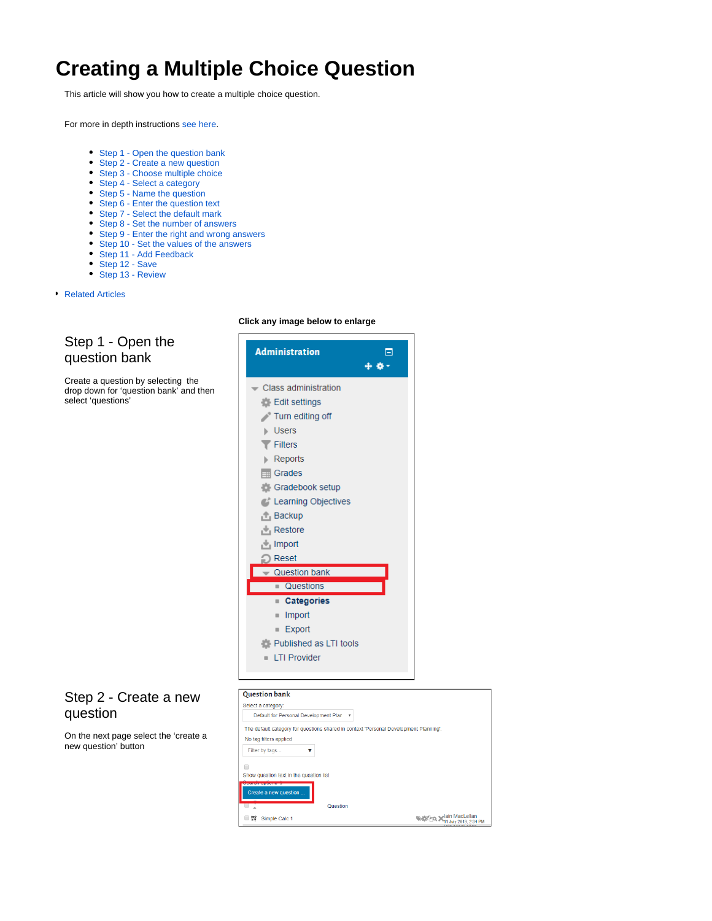# Creating a Multiple Choice Question

This article will show you how to create a multiple choice question.

For more in depth instructions see here.

- Step 1 - Open the question bank
- Step 2 - Create a new question
- Step 3 - Choose multiple choice
- Step 4 - Select a category
- Step 5 - Name the question
- Step 6 - Enter the question text
- Step 7 - Select the default mark
- Step 8 - Set the number of answers
- Step 9 - Enter the right and wrong answers
- Step 10 - Set the values of the answers
- Step 11 - Add Feedback
- Step 12 - Save
- Step 13 - Review

- Related Articles

**Click any image below to enlarge**

## Step 1 - Open the question bank

Create a question by selecting the drop down for 'question bank' and then select 'questions'

## Step 2 - Create a new question

On the next page select the 'create a new question' button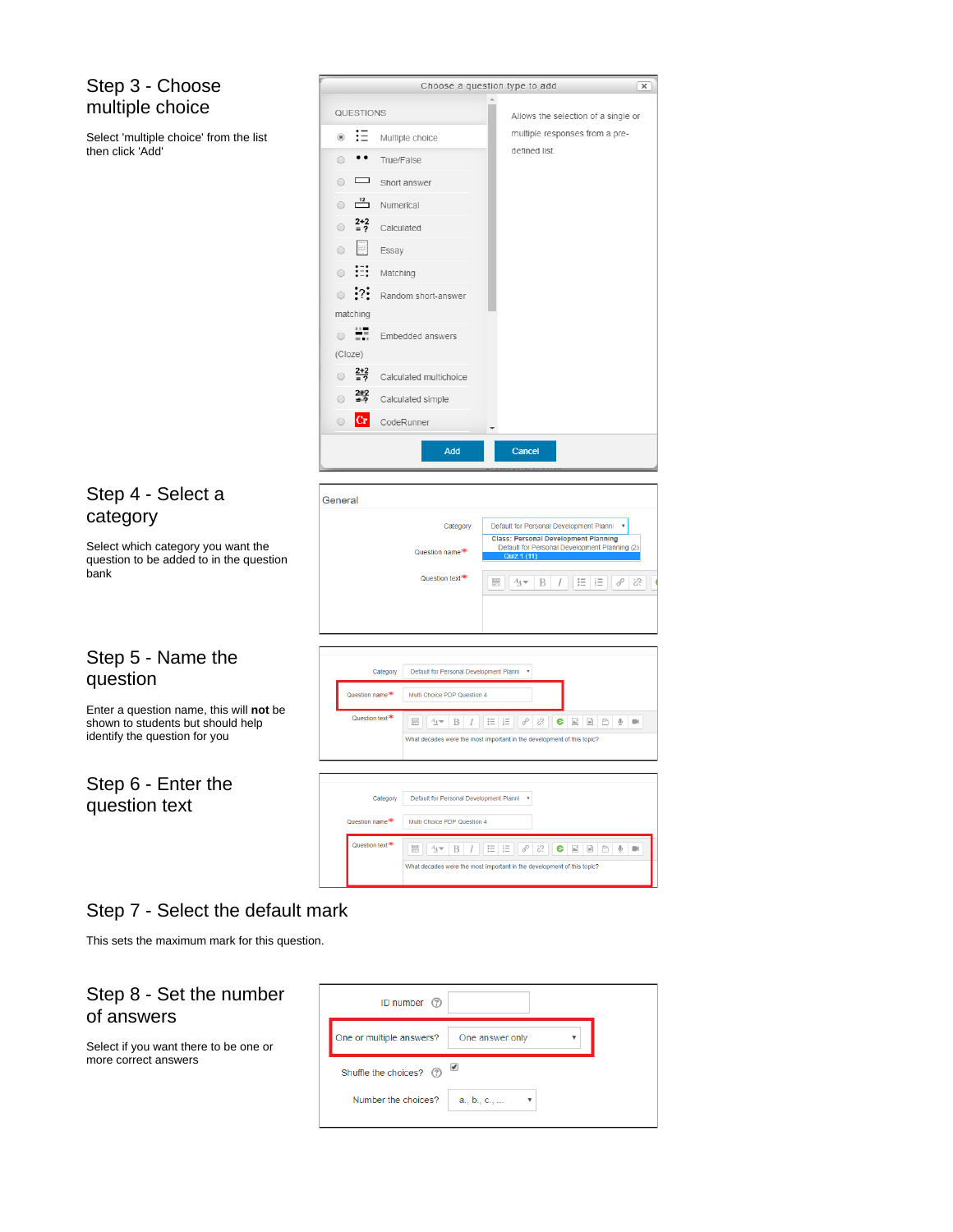## Step 3 - Choose multiple choice

Select 'multiple choice' from the list then click 'Add'

## Step 4 - Select a category

Select which category you want the question to be added to in the question bank

## Step 5 - Name the question

Enter a question name, this will **not** be shown to students but should help identify the question for you

## Step 6 - Enter the question text

## Step 7 - Select the default mark

This sets the maximum mark for this question.

## Step 8 - Set the number of answers

Select if you want there to be one or more correct answers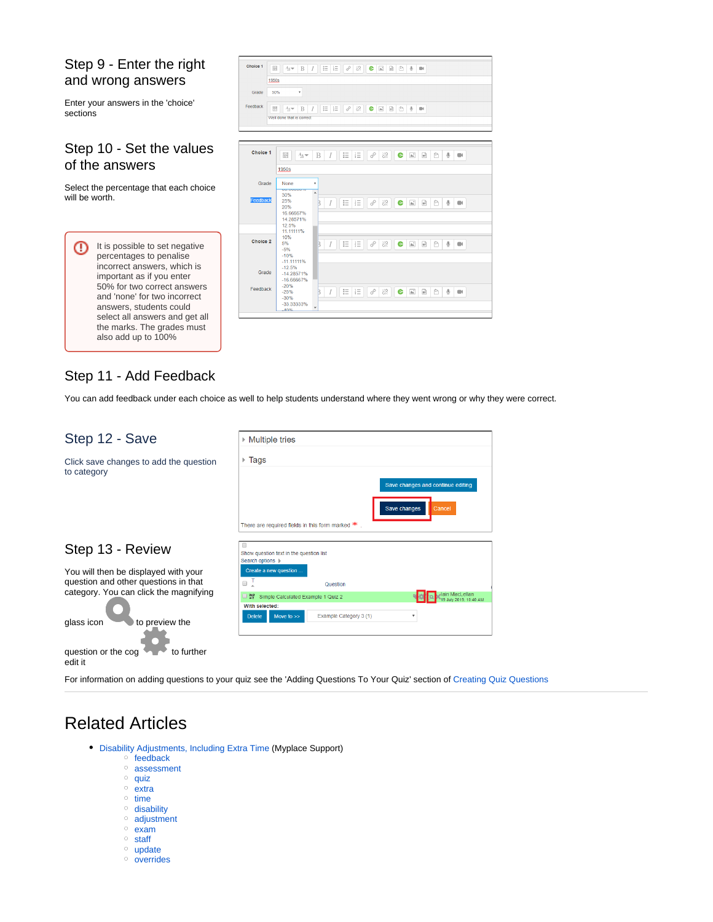## Step 9 - Enter the right and wrong answers

Enter your answers in the 'choice' sections

## Step 10 - Set the values of the answers

Select the percentage that each choice will be worth.

> It is possible to set negative percentages to penalise incorrect answers, which is important as if you enter 50% for two correct answers and 'none' for two incorrect answers, students could select all answers and get all the marks. The grades must also add up to 100%

## Step 11 - Add Feedback

You can add feedback under each choice as well to help students understand where they went wrong or why they were correct.

## Step 12 - Save

Click save changes to add the question to category

## Step 13 - Review

You will then be displayed with your question and other questions in that category. You can click the magnifying glass icon to preview the question or the cog to further edit it

For information on adding questions to your quiz see the 'Adding Questions To Your Quiz' section of Creating Quiz Questions

# Related Articles

- Disability Adjustments, Including Extra Time (Myplace Support)
    - feedback
    - assessment
    - quiz
    - extra
    - time
    - disability
    - adjustment
    - exam
    - staff
    - update
    - overrides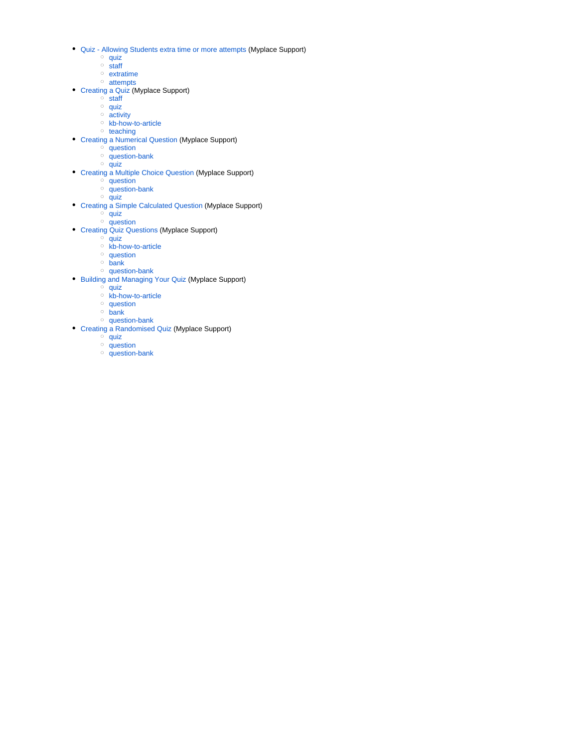- Quiz - Allowing Students extra time or more attempts (Myplace Support)
    - quiz
    - staff
    - extratime
    - attempts
- Creating a Quiz (Myplace Support)
    - staff
    - quiz
    - activity
    - kb-how-to-article
    - teaching
- Creating a Numerical Question (Myplace Support)
    - question
    - question-bank
    - quiz
- Creating a Multiple Choice Question (Myplace Support)
    - question
    - question-bank
    - quiz
- Creating a Simple Calculated Question (Myplace Support)
    - quiz
    - question
- Creating Quiz Questions (Myplace Support)
    - quiz
    - kb-how-to-article
    - question
    - bank
    - question-bank
- Building and Managing Your Quiz (Myplace Support)
    - quiz
    - kb-how-to-article
    - question
    - bank
    - question-bank
- Creating a Randomised Quiz (Myplace Support)
    - quiz
    - question
    - question-bank